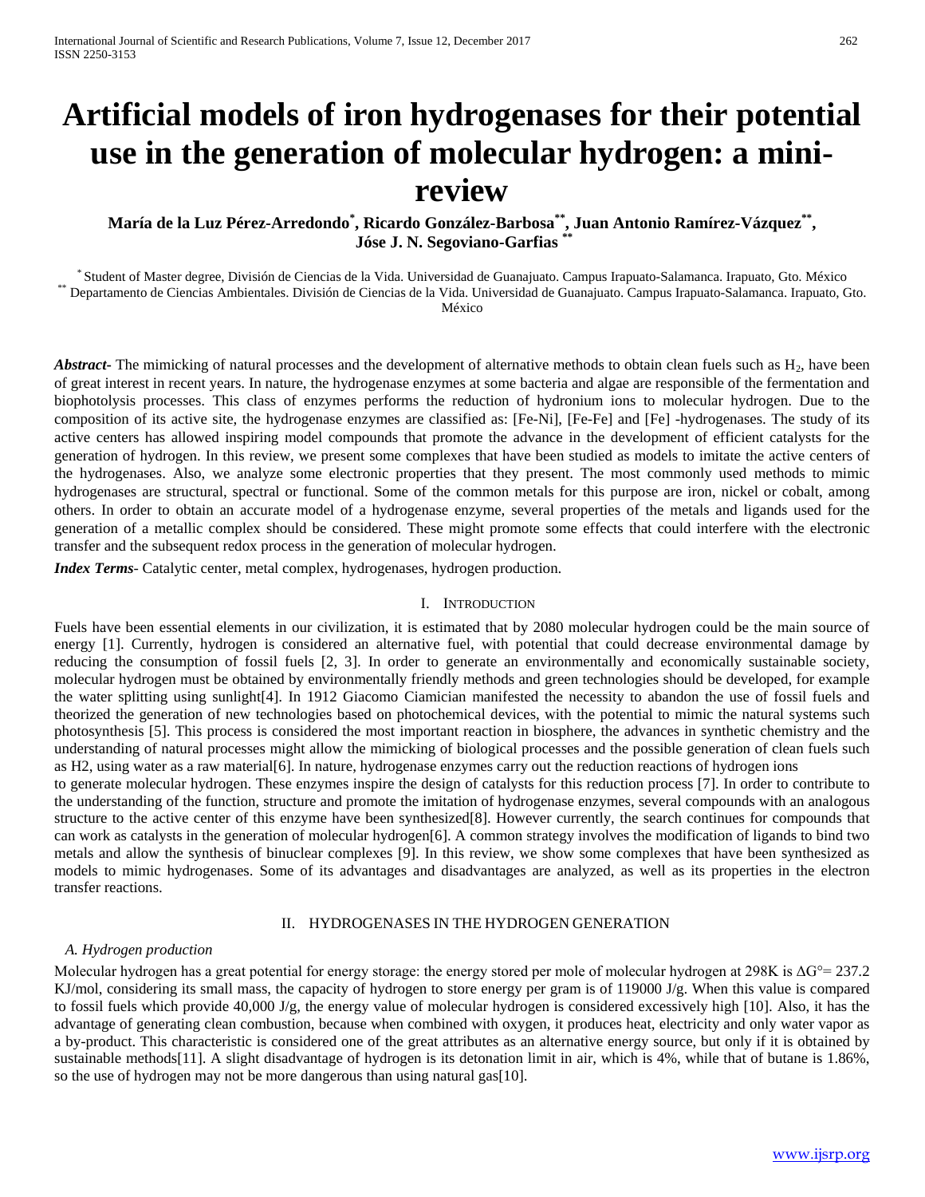# Artificial models of iron hydrogenases for their potential use in the generation of molecular hydrogen: a mini-review

**María de la Luz Pérez-Arredondo[*], Ricardo González-Barbosa[**], Juan Antonio Ramírez-Vázquez[**], Jóse J. N. Segoviano-Garfias [**]**

[*] Student of Master degree, División de Ciencias de la Vida. Universidad de Guanajuato. Campus Irapuato-Salamanca. Irapuato, Gto. México
[**] Departamento de Ciencias Ambientales. División de Ciencias de la Vida. Universidad de Guanajuato. Campus Irapuato-Salamanca. Irapuato, Gto. México

***Abstract***- The mimicking of natural processes and the development of alternative methods to obtain clean fuels such as $H_2$, have been of great interest in recent years. In nature, the hydrogenase enzymes at some bacteria and algae are responsible of the fermentation and biophotolysis processes. This class of enzymes performs the reduction of hydronium ions to molecular hydrogen. Due to the composition of its active site, the hydrogenase enzymes are classified as: [Fe-Ni], [Fe-Fe] and [Fe] -hydrogenases. The study of its active centers has allowed inspiring model compounds that promote the advance in the development of efficient catalysts for the generation of hydrogen. In this review, we present some complexes that have been studied as models to imitate the active centers of the hydrogenases. Also, we analyze some electronic properties that they present. The most commonly used methods to mimic hydrogenases are structural, spectral or functional. Some of the common metals for this purpose are iron, nickel or cobalt, among others. In order to obtain an accurate model of a hydrogenase enzyme, several properties of the metals and ligands used for the generation of a metallic complex should be considered. These might promote some effects that could interfere with the electronic transfer and the subsequent redox process in the generation of molecular hydrogen.

***Index Terms***- Catalytic center, metal complex, hydrogenases, hydrogen production.

## I. Introduction

Fuels have been essential elements in our civilization, it is estimated that by 2080 molecular hydrogen could be the main source of energy [1]. Currently, hydrogen is considered an alternative fuel, with potential that could decrease environmental damage by reducing the consumption of fossil fuels [2, 3]. In order to generate an environmentally and economically sustainable society, molecular hydrogen must be obtained by environmentally friendly methods and green technologies should be developed, for example the water splitting using sunlight[4]. In 1912 Giacomo Ciamician manifested the necessity to abandon the use of fossil fuels and theorized the generation of new technologies based on photochemical devices, with the potential to mimic the natural systems such photosynthesis [5]. This process is considered the most important reaction in biosphere, the advances in synthetic chemistry and the understanding of natural processes might allow the mimicking of biological processes and the possible generation of clean fuels such as H2, using water as a raw material[6]. In nature, hydrogenase enzymes carry out the reduction reactions of hydrogen ions to generate molecular hydrogen. These enzymes inspire the design of catalysts for this reduction process [7]. In order to contribute to the understanding of the function, structure and promote the imitation of hydrogenase enzymes, several compounds with an analogous structure to the active center of this enzyme have been synthesized[8]. However currently, the search continues for compounds that can work as catalysts in the generation of molecular hydrogen[6]. A common strategy involves the modification of ligands to bind two metals and allow the synthesis of binuclear complexes [9]. In this review, we show some complexes that have been synthesized as models to mimic hydrogenases. Some of its advantages and disadvantages are analyzed, as well as its properties in the electron transfer reactions.

## II. Hydrogenases in the Hydrogen Generation

### *A. Hydrogen production*

Molecular hydrogen has a great potential for energy storage: the energy stored per mole of molecular hydrogen at 298K is $\Delta G° = 237.2$ KJ/mol, considering its small mass, the capacity of hydrogen to store energy per gram is of 119000 J/g. When this value is compared to fossil fuels which provide 40,000 J/g, the energy value of molecular hydrogen is considered excessively high [10]. Also, it has the advantage of generating clean combustion, because when combined with oxygen, it produces heat, electricity and only water vapor as a by-product. This characteristic is considered one of the great attributes as an alternative energy source, but only if it is obtained by sustainable methods[11]. A slight disadvantage of hydrogen is its detonation limit in air, which is 4%, while that of butane is 1.86%, so the use of hydrogen may not be more dangerous than using natural gas[10].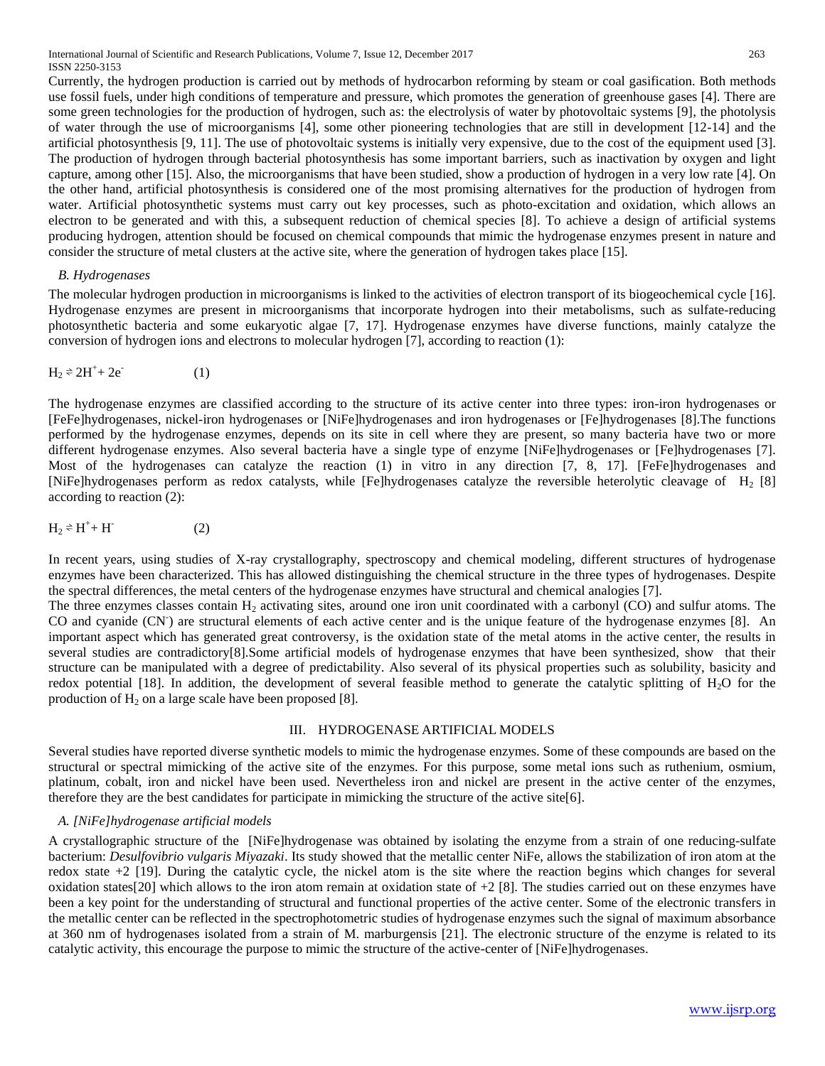Currently, the hydrogen production is carried out by methods of hydrocarbon reforming by steam or coal gasification. Both methods use fossil fuels, under high conditions of temperature and pressure, which promotes the generation of greenhouse gases [4]. There are some green technologies for the production of hydrogen, such as: the electrolysis of water by photovoltaic systems [9], the photolysis of water through the use of microorganisms [4], some other pioneering technologies that are still in development [12-14] and the artificial photosynthesis [9, 11]. The use of photovoltaic systems is initially very expensive, due to the cost of the equipment used [3]. The production of hydrogen through bacterial photosynthesis has some important barriers, such as inactivation by oxygen and light capture, among other [15]. Also, the microorganisms that have been studied, show a production of hydrogen in a very low rate [4]. On the other hand, artificial photosynthesis is considered one of the most promising alternatives for the production of hydrogen from water. Artificial photosynthetic systems must carry out key processes, such as photo-excitation and oxidation, which allows an electron to be generated and with this, a subsequent reduction of chemical species [8]. To achieve a design of artificial systems producing hydrogen, attention should be focused on chemical compounds that mimic the hydrogenase enzymes present in nature and consider the structure of metal clusters at the active site, where the generation of hydrogen takes place [15].

### B. Hydrogenases

The molecular hydrogen production in microorganisms is linked to the activities of electron transport of its biogeochemical cycle [16]. Hydrogenase enzymes are present in microorganisms that incorporate hydrogen into their metabolisms, such as sulfate-reducing photosynthetic bacteria and some eukaryotic algae [7, 17]. Hydrogenase enzymes have diverse functions, mainly catalyze the conversion of hydrogen ions and electrons to molecular hydrogen [7], according to reaction (1):

$$H_2 \rightleftharpoons 2H^+ + 2e^- \qquad (1)$$

The hydrogenase enzymes are classified according to the structure of its active center into three types: iron-iron hydrogenases or [FeFe]hydrogenases, nickel-iron hydrogenases or [NiFe]hydrogenases and iron hydrogenases or [Fe]hydrogenases [8].The functions performed by the hydrogenase enzymes, depends on its site in cell where they are present, so many bacteria have two or more different hydrogenase enzymes. Also several bacteria have a single type of enzyme [NiFe]hydrogenases or [Fe]hydrogenases [7]. Most of the hydrogenases can catalyze the reaction (1) in vitro in any direction [7, 8, 17]. [FeFe]hydrogenases and [NiFe]hydrogenases perform as redox catalysts, while [Fe]hydrogenases catalyze the reversible heterolytic cleavage of $H_2$ [8] according to reaction (2):

$$H_2 \rightleftharpoons H^+ + H^- \qquad (2)$$

In recent years, using studies of X-ray crystallography, spectroscopy and chemical modeling, different structures of hydrogenase enzymes have been characterized. This has allowed distinguishing the chemical structure in the three types of hydrogenases. Despite the spectral differences, the metal centers of the hydrogenase enzymes have structural and chemical analogies [7].

The three enzymes classes contain $H_2$ activating sites, around one iron unit coordinated with a carbonyl (CO) and sulfur atoms. The CO and cyanide ($CN^-$) are structural elements of each active center and is the unique feature of the hydrogenase enzymes [8]. An important aspect which has generated great controversy, is the oxidation state of the metal atoms in the active center, the results in several studies are contradictory[8].Some artificial models of hydrogenase enzymes that have been synthesized, show that their structure can be manipulated with a degree of predictability. Also several of its physical properties such as solubility, basicity and redox potential [18]. In addition, the development of several feasible method to generate the catalytic splitting of $H_2O$ for the production of $H_2$ on a large scale have been proposed [8].

## III. HYDROGENASE ARTIFICIAL MODELS

Several studies have reported diverse synthetic models to mimic the hydrogenase enzymes. Some of these compounds are based on the structural or spectral mimicking of the active site of the enzymes. For this purpose, some metal ions such as ruthenium, osmium, platinum, cobalt, iron and nickel have been used. Nevertheless iron and nickel are present in the active center of the enzymes, therefore they are the best candidates for participate in mimicking the structure of the active site[6].

### A. [NiFe]hydrogenase artificial models

A crystallographic structure of the [NiFe]hydrogenase was obtained by isolating the enzyme from a strain of one reducing-sulfate bacterium: *Desulfovibrio vulgaris Miyazaki*. Its study showed that the metallic center NiFe, allows the stabilization of iron atom at the redox state +2 [19]. During the catalytic cycle, the nickel atom is the site where the reaction begins which changes for several oxidation states[20] which allows to the iron atom remain at oxidation state of +2 [8]. The studies carried out on these enzymes have been a key point for the understanding of structural and functional properties of the active center. Some of the electronic transfers in the metallic center can be reflected in the spectrophotometric studies of hydrogenase enzymes such the signal of maximum absorbance at 360 nm of hydrogenases isolated from a strain of M. marburgensis [21]. The electronic structure of the enzyme is related to its catalytic activity, this encourage the purpose to mimic the structure of the active-center of [NiFe]hydrogenases.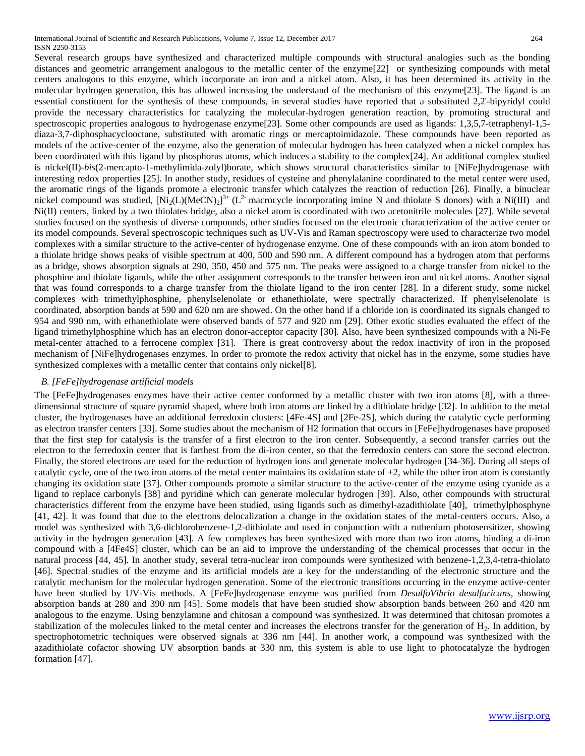Several research groups have synthesized and characterized multiple compounds with structural analogies such as the bonding distances and geometric arrangement analogous to the metallic center of the enzyme[22] or synthesizing compounds with metal centers analogous to this enzyme, which incorporate an iron and a nickel atom. Also, it has been determined its activity in the molecular hydrogen generation, this has allowed increasing the understand of the mechanism of this enzyme[23]. The ligand is an essential constituent for the synthesis of these compounds, in several studies have reported that a substituted 2,2'-bipyridyl could provide the necessary characteristics for catalyzing the molecular-hydrogen generation reaction, by promoting structural and spectroscopic properties analogous to hydrogenase enzyme[23]. Some other compounds are used as ligands: 1,3,5,7-tetraphenyl-1,5-diaza-3,7-diphosphacyclooctane, substituted with aromatic rings or mercaptoimidazole. These compounds have been reported as models of the active-center of the enzyme, also the generation of molecular hydrogen has been catalyzed when a nickel complex has been coordinated with this ligand by phosphorus atoms, which induces a stability to the complex[24]. An additional complex studied is nickel(II)-*bis*(2-mercapto-1-methylimida-zolyl)borate, which shows structural characteristics similar to [NiFe]hydrogenase with interesting redox properties [25]. In another study, residues of cysteine and phenylalanine coordinated to the metal center were used, the aromatic rings of the ligands promote a electronic transfer which catalyzes the reaction of reduction [26]. Finally, a binuclear nickel compound was studied, $[Ni_2(L)(MeCN)_2]^{3+}$ ($L^{2-}$ macrocycle incorporating imine N and thiolate S donors) with a Ni(III) and Ni(II) centers, linked by a two thiolates bridge, also a nickel atom is coordinated with two acetonitrile molecules [27]. While several studies focused on the synthesis of diverse compounds, other studies focused on the electronic characterization of the active center or its model compounds. Several spectroscopic techniques such as UV-Vis and Raman spectroscopy were used to characterize two model complexes with a similar structure to the active-center of hydrogenase enzyme. One of these compounds with an iron atom bonded to a thiolate bridge shows peaks of visible spectrum at 400, 500 and 590 nm. A different compound has a hydrogen atom that performs as a bridge, shows absorption signals at 290, 350, 450 and 575 nm. The peaks were assigned to a charge transfer from nickel to the phosphine and thiolate ligands, while the other assignment corresponds to the transfer between iron and nickel atoms. Another signal that was found corresponds to a charge transfer from the thiolate ligand to the iron center [28]. In a diferent study, some nickel complexes with trimethylphosphine, phenylselenolate or ethanethiolate, were spectrally characterized. If phenylselenolate is coordinated, absorption bands at 590 and 620 nm are showed. On the other hand if a chloride ion is coordinated its signals changed to 954 and 990 nm, with ethanethiolate were observed bands of 577 and 920 nm [29]. Other exotic studies evaluated the effect of the ligand trimethylphosphine which has an electron donor-acceptor capacity [30]. Also, have been synthesized compounds with a Ni-Fe metal-center attached to a ferrocene complex [31]. There is great controversy about the redox inactivity of iron in the proposed mechanism of [NiFe]hydrogenases enzymes. In order to promote the redox activity that nickel has in the enzyme, some studies have synthesized complexes with a metallic center that contains only nickel[8].

### *B. [FeFe]hydrogenase artificial models*

The [FeFe]hydrogenases enzymes have their active center conformed by a metallic cluster with two iron atoms [8], with a three-dimensional structure of square pyramid shaped, where both iron atoms are linked by a dithiolate bridge [32]. In addition to the metal cluster, the hydrogenases have an additional ferredoxin clusters: [4Fe-4S] and [2Fe-2S], which during the catalytic cycle performing as electron transfer centers [33]. Some studies about the mechanism of H2 formation that occurs in [FeFe]hydrogenases have proposed that the first step for catalysis is the transfer of a first electron to the iron center. Subsequently, a second transfer carries out the electron to the ferredoxin center that is farthest from the di-iron center, so that the ferredoxin centers can store the second electron. Finally, the stored electrons are used for the reduction of hydrogen ions and generate molecular hydrogen [34-36]. During all steps of catalytic cycle, one of the two iron atoms of the metal center maintains its oxidation state of +2, while the other iron atom is constantly changing its oxidation state [37]. Other compounds promote a similar structure to the active-center of the enzyme using cyanide as a ligand to replace carbonyls [38] and pyridine which can generate molecular hydrogen [39]. Also, other compounds with structural characteristics different from the enzyme have been studied, using ligands such as dimethyl-azadithiolate [40], trimethylphosphyne [41, 42]. It was found that due to the electrons delocalization a change in the oxidation states of the metal-centers occurs. Also, a model was synthesized with 3,6-dichlorobenzene-1,2-dithiolate and used in conjunction with a ruthenium photosensitizer, showing activity in the hydrogen generation [43]. A few complexes has been synthesized with more than two iron atoms, binding a di-iron compound with a [4Fe4S] cluster, which can be an aid to improve the understanding of the chemical processes that occur in the natural process [44, 45]. In another study, several tetra-nuclear iron compounds were synthesized with benzene-1,2,3,4-tetra-thiolato [46]. Spectral studies of the enzyme and its artificial models are a key for the understanding of the electronic structure and the catalytic mechanism for the molecular hydrogen generation. Some of the electronic transitions occurring in the enzyme active-center have been studied by UV-Vis methods. A [FeFe]hydrogenase enzyme was purified from *DesulfoVibrio desulfuricans*, showing absorption bands at 280 and 390 nm [45]. Some models that have been studied show absorption bands between 260 and 420 nm analogous to the enzyme. Using benzylamine and chitosan a compound was synthesized. It was determined that chitosan promotes a stabilization of the molecules linked to the metal center and increases the electrons transfer for the generation of $H_2$. In addition, by spectrophotometric techniques were observed signals at 336 nm [44]. In another work, a compound was synthesized with the azadithiolate cofactor showing UV absorption bands at 330 nm, this system is able to use light to photocatalyze the hydrogen formation [47].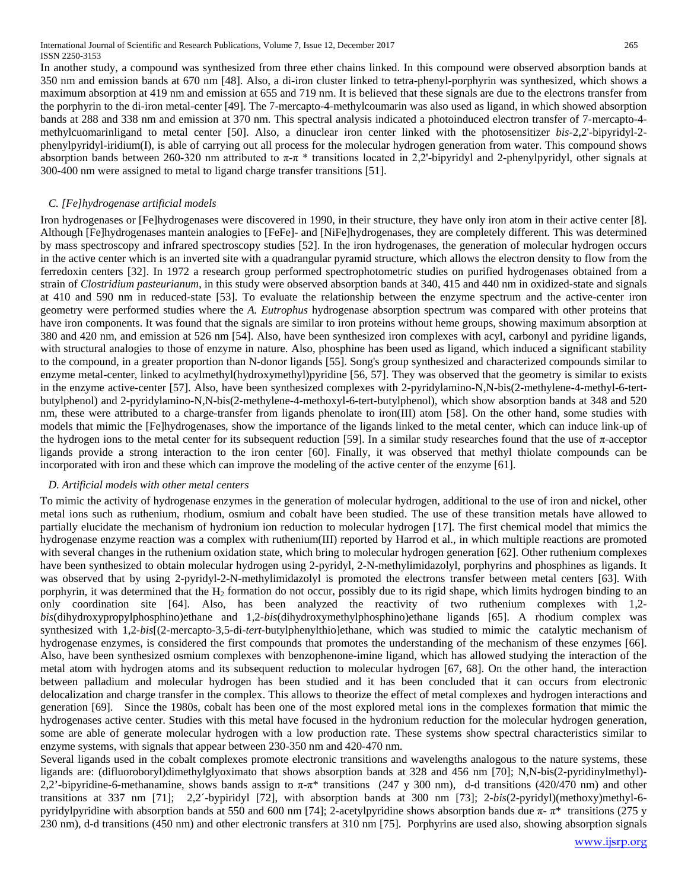In another study, a compound was synthesized from three ether chains linked. In this compound were observed absorption bands at 350 nm and emission bands at 670 nm [48]. Also, a di-iron cluster linked to tetra-phenyl-porphyrin was synthesized, which shows a maximum absorption at 419 nm and emission at 655 and 719 nm. It is believed that these signals are due to the electrons transfer from the porphyrin to the di-iron metal-center [49]. The 7-mercapto-4-methylcoumarin was also used as ligand, in which showed absorption bands at 288 and 338 nm and emission at 370 nm. This spectral analysis indicated a photoinduced electron transfer of 7-mercapto-4-methylcuomarinligand to metal center [50]. Also, a dinuclear iron center linked with the photosensitizer *bis*-2,2'-bipyridyl-2-phenylpyridyl-iridium(I), is able of carrying out all process for the molecular hydrogen generation from water. This compound shows absorption bands between 260-320 nm attributed to π-π * transitions located in 2,2'-bipyridyl and 2-phenylpyridyl, other signals at 300-400 nm were assigned to metal to ligand charge transfer transitions [51].

### C. [Fe]hydrogenase artificial models

Iron hydrogenases or [Fe]hydrogenases were discovered in 1990, in their structure, they have only iron atom in their active center [8]. Although [Fe]hydrogenases mantein analogies to [FeFe]- and [NiFe]hydrogenases, they are completely different. This was determined by mass spectroscopy and infrared spectroscopy studies [52]. In the iron hydrogenases, the generation of molecular hydrogen occurs in the active center which is an inverted site with a quadrangular pyramid structure, which allows the electron density to flow from the ferredoxin centers [32]. In 1972 a research group performed spectrophotometric studies on purified hydrogenases obtained from a strain of *Clostridium pasteurianum*, in this study were observed absorption bands at 340, 415 and 440 nm in oxidized-state and signals at 410 and 590 nm in reduced-state [53]. To evaluate the relationship between the enzyme spectrum and the active-center iron geometry were performed studies where the *A. Eutrophus* hydrogenase absorption spectrum was compared with other proteins that have iron components. It was found that the signals are similar to iron proteins without heme groups, showing maximum absorption at 380 and 420 nm, and emission at 526 nm [54]. Also, have been synthesized iron complexes with acyl, carbonyl and pyridine ligands, with structural analogies to those of enzyme in nature. Also, phosphine has been used as ligand, which induced a significant stability to the compound, in a greater proportion than N-donor ligands [55]. Song's group synthesized and characterized compounds similar to enzyme metal-center, linked to acylmethyl(hydroxymethyl)pyridine [56, 57]. They was observed that the geometry is similar to exists in the enzyme active-center [57]. Also, have been synthesized complexes with 2-pyridylamino-N,N-bis(2-methylene-4-methyl-6-tert-butylphenol) and 2-pyridylamino-N,N-bis(2-methylene-4-methoxyl-6-tert-butylphenol), which show absorption bands at 348 and 520 nm, these were attributed to a charge-transfer from ligands phenolate to iron(III) atom [58]. On the other hand, some studies with models that mimic the [Fe]hydrogenases, show the importance of the ligands linked to the metal center, which can induce link-up of the hydrogen ions to the metal center for its subsequent reduction [59]. In a similar study researches found that the use of π-acceptor ligands provide a strong interaction to the iron center [60]. Finally, it was observed that methyl thiolate compounds can be incorporated with iron and these which can improve the modeling of the active center of the enzyme [61].

### D. Artificial models with other metal centers

To mimic the activity of hydrogenase enzymes in the generation of molecular hydrogen, additional to the use of iron and nickel, other metal ions such as ruthenium, rhodium, osmium and cobalt have been studied. The use of these transition metals have allowed to partially elucidate the mechanism of hydronium ion reduction to molecular hydrogen [17]. The first chemical model that mimics the hydrogenase enzyme reaction was a complex with ruthenium(III) reported by Harrod et al., in which multiple reactions are promoted with several changes in the ruthenium oxidation state, which bring to molecular hydrogen generation [62]. Other ruthenium complexes have been synthesized to obtain molecular hydrogen using 2-pyridyl, 2-N-methylimidazolyl, porphyrins and phosphines as ligands. It was observed that by using 2-pyridyl-2-N-methylimidazolyl is promoted the electrons transfer between metal centers [63]. With porphyrin, it was determined that the $H_2$ formation do not occur, possibly due to its rigid shape, which limits hydrogen binding to an only coordination site [64]. Also, has been analyzed the reactivity of two ruthenium complexes with 1,2-*bis*(dihydroxypropylphosphino)ethane and 1,2-*bis*(dihydroxymethylphosphino)ethane ligands [65]. A rhodium complex was synthesized with 1,2-*bis*[(2-mercapto-3,5-di-*tert*-butylphenylthio]ethane, which was studied to mimic the catalytic mechanism of hydrogenase enzymes, is considered the first compounds that promotes the understanding of the mechanism of these enzymes [66]. Also, have been synthesized osmium complexes with benzophenone-imine ligand, which has allowed studying the interaction of the metal atom with hydrogen atoms and its subsequent reduction to molecular hydrogen [67, 68]. On the other hand, the interaction between palladium and molecular hydrogen has been studied and it has been concluded that it can occurs from electronic delocalization and charge transfer in the complex. This allows to theorize the effect of metal complexes and hydrogen interactions and generation [69]. Since the 1980s, cobalt has been one of the most explored metal ions in the complexes formation that mimic the hydrogenases active center. Studies with this metal have focused in the hydronium reduction for the molecular hydrogen generation, some are able of generate molecular hydrogen with a low production rate. These systems show spectral characteristics similar to enzyme systems, with signals that appear between 230-350 nm and 420-470 nm.

Several ligands used in the cobalt complexes promote electronic transitions and wavelengths analogous to the nature systems, these ligands are: (difluoroboryl)dimethylglyoximato that shows absorption bands at 328 and 456 nm [70]; N,N-bis(2-pyridinylmethyl)-2,2'-bipyridine-6-methanamine, shows bands assign to π-π* transitions (247 y 300 nm), d-d transitions (420/470 nm) and other transitions at 337 nm [71]; 2,2´-bypiridyl [72], with absorption bands at 300 nm [73]; 2-*bis*(2-pyridyl)(methoxy)methyl-6-pyridylpyridine with absorption bands at 550 and 600 nm [74]; 2-acetylpyridine shows absorption bands due π- π* transitions (275 y 230 nm), d-d transitions (450 nm) and other electronic transfers at 310 nm [75]. Porphyrins are used also, showing absorption signals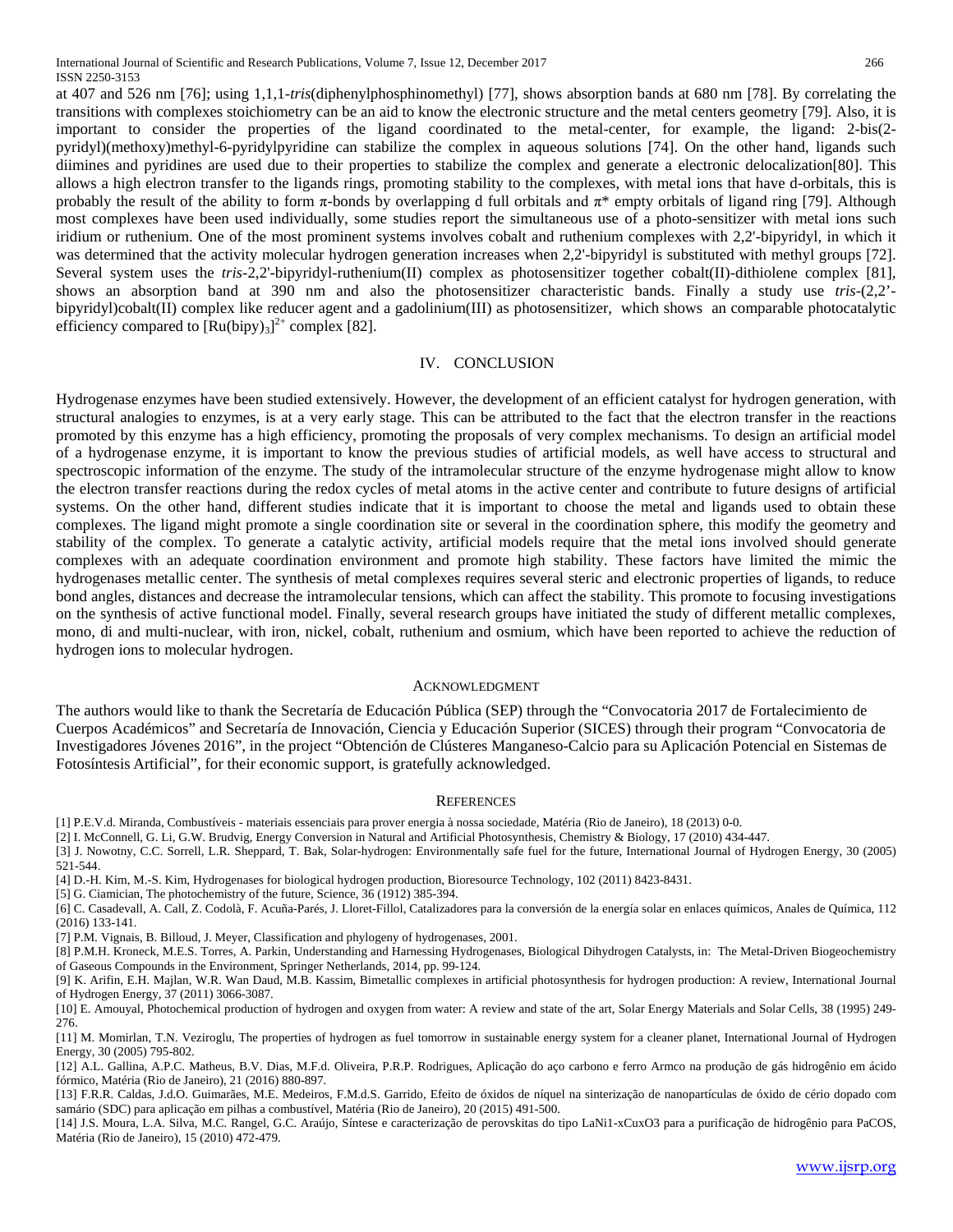at 407 and 526 nm [76]; using 1,1,1-*tris*(diphenylphosphinomethyl) [77], shows absorption bands at 680 nm [78]. By correlating the transitions with complexes stoichiometry can be an aid to know the electronic structure and the metal centers geometry [79]. Also, it is important to consider the properties of the ligand coordinated to the metal-center, for example, the ligand: 2-bis(2-pyridyl)(methoxy)methyl-6-pyridylpyridine can stabilize the complex in aqueous solutions [74]. On the other hand, ligands such diimines and pyridines are used due to their properties to stabilize the complex and generate a electronic delocalization[80]. This allows a high electron transfer to the ligands rings, promoting stability to the complexes, with metal ions that have d-orbitals, this is probably the result of the ability to form π-bonds by overlapping d full orbitals and π* empty orbitals of ligand ring [79]. Although most complexes have been used individually, some studies report the simultaneous use of a photo-sensitizer with metal ions such iridium or ruthenium. One of the most prominent systems involves cobalt and ruthenium complexes with 2,2'-bipyridyl, in which it was determined that the activity molecular hydrogen generation increases when 2,2'-bipyridyl is substituted with methyl groups [72]. Several system uses the *tris*-2,2'-bipyridyl-ruthenium(II) complex as photosensitizer together cobalt(II)-dithiolene complex [81], shows an absorption band at 390 nm and also the photosensitizer characteristic bands. Finally a study use *tris*-(2,2'-bipyridyl)cobalt(II) complex like reducer agent and a gadolinium(III) as photosensitizer, which shows an comparable photocatalytic efficiency compared to $[Ru(bipy)_3]^{2+}$ complex [82].

## IV. CONCLUSION

Hydrogenase enzymes have been studied extensively. However, the development of an efficient catalyst for hydrogen generation, with structural analogies to enzymes, is at a very early stage. This can be attributed to the fact that the electron transfer in the reactions promoted by this enzyme has a high efficiency, promoting the proposals of very complex mechanisms. To design an artificial model of a hydrogenase enzyme, it is important to know the previous studies of artificial models, as well have access to structural and spectroscopic information of the enzyme. The study of the intramolecular structure of the enzyme hydrogenase might allow to know the electron transfer reactions during the redox cycles of metal atoms in the active center and contribute to future designs of artificial systems. On the other hand, different studies indicate that it is important to choose the metal and ligands used to obtain these complexes. The ligand might promote a single coordination site or several in the coordination sphere, this modify the geometry and stability of the complex. To generate a catalytic activity, artificial models require that the metal ions involved should generate complexes with an adequate coordination environment and promote high stability. These factors have limited the mimic the hydrogenases metallic center. The synthesis of metal complexes requires several steric and electronic properties of ligands, to reduce bond angles, distances and decrease the intramolecular tensions, which can affect the stability. This promote to focusing investigations on the synthesis of active functional model. Finally, several research groups have initiated the study of different metallic complexes, mono, di and multi-nuclear, with iron, nickel, cobalt, ruthenium and osmium, which have been reported to achieve the reduction of hydrogen ions to molecular hydrogen.

### ACKNOWLEDGMENT

The authors would like to thank the Secretaría de Educación Pública (SEP) through the "Convocatoria 2017 de Fortalecimiento de Cuerpos Académicos" and Secretaría de Innovación, Ciencia y Educación Superior (SICES) through their program "Convocatoria de Investigadores Jóvenes 2016", in the project "Obtención de Clústeres Manganeso-Calcio para su Aplicación Potencial en Sistemas de Fotosíntesis Artificial", for their economic support, is gratefully acknowledged.

### REFERENCES

[1] P.E.V.d. Miranda, Combustíveis - materiais essenciais para prover energia à nossa sociedade, Matéria (Rio de Janeiro), 18 (2013) 0-0.

[2] I. McConnell, G. Li, G.W. Brudvig, Energy Conversion in Natural and Artificial Photosynthesis, Chemistry & Biology, 17 (2010) 434-447.

[3] J. Nowotny, C.C. Sorrell, L.R. Sheppard, T. Bak, Solar-hydrogen: Environmentally safe fuel for the future, International Journal of Hydrogen Energy, 30 (2005) 521-544.

[4] D.-H. Kim, M.-S. Kim, Hydrogenases for biological hydrogen production, Bioresource Technology, 102 (2011) 8423-8431.

[5] G. Ciamician, The photochemistry of the future, Science, 36 (1912) 385-394.

[6] C. Casadevall, A. Call, Z. Codolà, F. Acuña-Parés, J. Lloret-Fillol, Catalizadores para la conversión de la energía solar en enlaces químicos, Anales de Química, 112 (2016) 133-141.

[7] P.M. Vignais, B. Billoud, J. Meyer, Classification and phylogeny of hydrogenases, 2001.

[8] P.M.H. Kroneck, M.E.S. Torres, A. Parkin, Understanding and Harnessing Hydrogenases, Biological Dihydrogen Catalysts, in: The Metal-Driven Biogeochemistry of Gaseous Compounds in the Environment, Springer Netherlands, 2014, pp. 99-124.

[9] K. Arifin, E.H. Majlan, W.R. Wan Daud, M.B. Kassim, Bimetallic complexes in artificial photosynthesis for hydrogen production: A review, International Journal of Hydrogen Energy, 37 (2011) 3066-3087.

[10] E. Amouyal, Photochemical production of hydrogen and oxygen from water: A review and state of the art, Solar Energy Materials and Solar Cells, 38 (1995) 249-276.

[11] M. Momirlan, T.N. Veziroglu, The properties of hydrogen as fuel tomorrow in sustainable energy system for a cleaner planet, International Journal of Hydrogen Energy, 30 (2005) 795-802.

[12] A.L. Gallina, A.P.C. Matheus, B.V. Dias, M.F.d. Oliveira, P.R.P. Rodrigues, Aplicação do aço carbono e ferro Armco na produção de gás hidrogênio em ácido fórmico, Matéria (Rio de Janeiro), 21 (2016) 880-897.

[13] F.R.R. Caldas, J.d.O. Guimarães, M.E. Medeiros, F.M.d.S. Garrido, Efeito de óxidos de níquel na sinterização de nanopartículas de óxido de cério dopado com samário (SDC) para aplicação em pilhas a combustível, Matéria (Rio de Janeiro), 20 (2015) 491-500.

[14] J.S. Moura, L.A. Silva, M.C. Rangel, G.C. Araújo, Síntese e caracterização de perovskitas do tipo LaNi1-xCuxO3 para a purificação de hidrogênio para PaCOS, Matéria (Rio de Janeiro), 15 (2010) 472-479.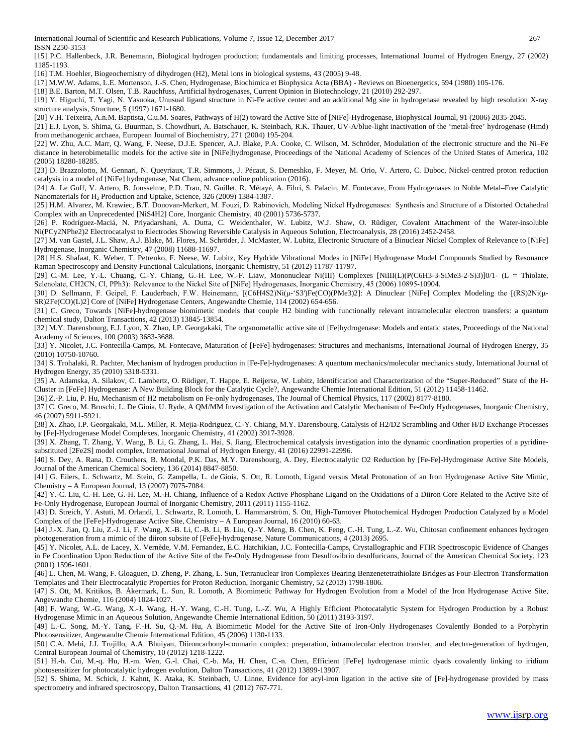[15] P.C. Hallenbeck, J.R. Benemann, Biological hydrogen production; fundamentals and limiting processes, International Journal of Hydrogen Energy, 27 (2002) 1185-1193.

[16] T.M. Hoehler, Biogeochemistry of dihydrogen (H2), Metal ions in biological systems, 43 (2005) 9-48.

[17] M.W.W. Adams, L.E. Mortenson, J.-S. Chen, Hydrogenase, Biochimica et Biophysica Acta (BBA) - Reviews on Bioenergetics, 594 (1980) 105-176.

[18] B.E. Barton, M.T. Olsen, T.B. Rauchfuss, Artificial hydrogenases, Current Opinion in Biotechnology, 21 (2010) 292-297.

[19] Y. Higuchi, T. Yagi, N. Yasuoka, Unusual ligand structure in Ni-Fe active center and an additional Mg site in hydrogenase revealed by high resolution X-ray structure analysis, Structure, 5 (1997) 1671-1680.

[20] V.H. Teixeira, A.n.M. Baptista, C.u.M. Soares, Pathways of H(2) toward the Active Site of [NiFe]-Hydrogenase, Biophysical Journal, 91 (2006) 2035-2045.

[21] E.J. Lyon, S. Shima, G. Buurman, S. Chowdhuri, A. Batschauer, K. Steinbach, R.K. Thauer, UV-A/blue-light inactivation of the 'metal-free' hydrogenase (Hmd) from methanogenic archaea, European Journal of Biochemistry, 271 (2004) 195-204.

[22] W. Zhu, A.C. Marr, Q. Wang, F. Neese, D.J.E. Spencer, A.J. Blake, P.A. Cooke, C. Wilson, M. Schröder, Modulation of the electronic structure and the Ni–Fe distance in heterobimetallic models for the active site in [NiFe]hydrogenase, Proceedings of the National Academy of Sciences of the United States of America, 102 (2005) 18280-18285.

[23] D. Brazzolotto, M. Gennari, N. Queyriaux, T.R. Simmons, J. Pécaut, S. Demeshko, F. Meyer, M. Orio, V. Artero, C. Duboc, Nickel-centred proton reduction catalysis in a model of [NiFe] hydrogenase, Nat Chem, advance online publication (2016).

[24] A. Le Goff, V. Artero, B. Jousselme, P.D. Tran, N. Guillet, R. Métayé, A. Fihri, S. Palacin, M. Fontecave, From Hydrogenases to Noble Metal–Free Catalytic Nanomaterials for $H_2$ Production and Uptake, Science, 326 (2009) 1384-1387.

[25] H.M. Alvarez, M. Krawiec, B.T. Donovan-Merkert, M. Fouzi, D. Rabinovich, Modeling Nickel Hydrogenases: Synthesis and Structure of a Distorted Octahedral Complex with an Unprecedented [NiS4H2] Core, Inorganic Chemistry, 40 (2001) 5736-5737.

[26] P. Rodríguez-Maciá, N. Priyadarshani, A. Dutta, C. Weidenthaler, W. Lubitz, W.J. Shaw, O. Rüdiger, Covalent Attachment of the Water-insoluble Ni(PCy2NPhe2)2 Electrocatalyst to Electrodes Showing Reversible Catalysis in Aqueous Solution, Electroanalysis, 28 (2016) 2452-2458.

[27] M. van Gastel, J.L. Shaw, A.J. Blake, M. Flores, M. Schröder, J. McMaster, W. Lubitz, Electronic Structure of a Binuclear Nickel Complex of Relevance to [NiFe] Hydrogenase, Inorganic Chemistry, 47 (2008) 11688-11697.

[28] H.S. Shafaat, K. Weber, T. Petrenko, F. Neese, W. Lubitz, Key Hydride Vibrational Modes in [NiFe] Hydrogenase Model Compounds Studied by Resonance Raman Spectroscopy and Density Functional Calculations, Inorganic Chemistry, 51 (2012) 11787-11797.

[29] C.-M. Lee, Y.-L. Chuang, C.-Y. Chiang, G.-H. Lee, W.-F. Liaw, Mononuclear Ni(III) Complexes [NiIII(L)(P(C6H3-3-SiMe3-2-S)3)]0/1- (L = Thiolate, Selenolate, CH2CN, Cl, PPh3): Relevance to the Nickel Site of [NiFe] Hydrogenases, Inorganic Chemistry, 45 (2006) 10895-10904.

[30] D. Sellmann, F. Geipel, F. Lauderbach, F.W. Heinemann, [(C6H4S2)Ni(μ-'S3')Fe(CO)(PMe3)2]: A Dinuclear [NiFe] Complex Modeling the [(RS)2Ni(μ-SR)2Fe(CO)(L)2] Core of [NiFe] Hydrogenase Centers, Angewandte Chemie, 114 (2002) 654-656.

[31] C. Greco, Towards [NiFe]-hydrogenase biomimetic models that couple H2 binding with functionally relevant intramolecular electron transfers: a quantum chemical study, Dalton Transactions, 42 (2013) 13845-13854.

[32] M.Y. Darensbourg, E.J. Lyon, X. Zhao, I.P. Georgakaki, The organometallic active site of [Fe]hydrogenase: Models and entatic states, Proceedings of the National Academy of Sciences, 100 (2003) 3683-3688.

[33] Y. Nicolet, J.C. Fontecilla-Camps, M. Fontecave, Maturation of [FeFe]-hydrogenases: Structures and mechanisms, International Journal of Hydrogen Energy, 35 (2010) 10750-10760.

[34] S. Trohalaki, R. Pachter, Mechanism of hydrogen production in [Fe-Fe]-hydrogenases: A quantum mechanics/molecular mechanics study, International Journal of Hydrogen Energy, 35 (2010) 5318-5331.

[35] A. Adamska, A. Silakov, C. Lambertz, O. Rüdiger, T. Happe, E. Reijerse, W. Lubitz, Identification and Characterization of the "Super-Reduced" State of the H-Cluster in [FeFe] Hydrogenase: A New Building Block for the Catalytic Cycle?, Angewandte Chemie International Edition, 51 (2012) 11458-11462.

[36] Z.-P. Liu, P. Hu, Mechanism of H2 metabolism on Fe-only hydrogenases, The Journal of Chemical Physics, 117 (2002) 8177-8180.

[37] C. Greco, M. Bruschi, L. De Gioia, U. Ryde, A QM/MM Investigation of the Activation and Catalytic Mechanism of Fe-Only Hydrogenases, Inorganic Chemistry, 46 (2007) 5911-5921.

[38] X. Zhao, I.P. Georgakaki, M.L. Miller, R. Mejia-Rodriguez, C.-Y. Chiang, M.Y. Darensbourg, Catalysis of H2/D2 Scrambling and Other H/D Exchange Processes by [Fe]-Hydrogenase Model Complexes, Inorganic Chemistry, 41 (2002) 3917-3928.

[39] X. Zhang, T. Zhang, Y. Wang, B. Li, G. Zhang, L. Hai, S. Jiang, Electrochemical catalysis investigation into the dynamic coordination properties of a pyridine-substituted [2Fe2S] model complex, International Journal of Hydrogen Energy, 41 (2016) 22991-22996.

[40] S. Dey, A. Rana, D. Crouthers, B. Mondal, P.K. Das, M.Y. Darensbourg, A. Dey, Electrocatalytic O2 Reduction by [Fe-Fe]-Hydrogenase Active Site Models, Journal of the American Chemical Society, 136 (2014) 8847-8850.

[41] G. Eilers, L. Schwartz, M. Stein, G. Zampella, L. de Gioia, S. Ott, R. Lomoth, Ligand versus Metal Protonation of an Iron Hydrogenase Active Site Mimic, Chemistry – A European Journal, 13 (2007) 7075-7084.

[42] Y.-C. Liu, C.-H. Lee, G.-H. Lee, M.-H. Chiang, Influence of a Redox-Active Phosphane Ligand on the Oxidations of a Diiron Core Related to the Active Site of Fe-Only Hydrogenase, European Journal of Inorganic Chemistry, 2011 (2011) 1155-1162.

[43] D. Streich, Y. Astuti, M. Orlandi, L. Schwartz, R. Lomoth, L. Hammarström, S. Ott, High-Turnover Photochemical Hydrogen Production Catalyzed by a Model Complex of the [FeFe]-Hydrogenase Active Site, Chemistry – A European Journal, 16 (2010) 60-63.

[44] J.-X. Jian, Q. Liu, Z.-J. Li, F. Wang, X.-B. Li, C.-B. Li, B. Liu, Q.-Y. Meng, B. Chen, K. Feng, C.-H. Tung, L.-Z. Wu, Chitosan confinement enhances hydrogen photogeneration from a mimic of the diiron subsite of [FeFe]-hydrogenase, Nature Communications, 4 (2013) 2695.

[45] Y. Nicolet, A.L. de Lacey, X. Vernède, V.M. Fernandez, E.C. Hatchikian, J.C. Fontecilla-Camps, Crystallographic and FTIR Spectroscopic Evidence of Changes in Fe Coordination Upon Reduction of the Active Site of the Fe-Only Hydrogenase from Desulfovibrio desulfuricans, Journal of the American Chemical Society, 123 (2001) 1596-1601.

[46] L. Chen, M. Wang, F. Gloaguen, D. Zheng, P. Zhang, L. Sun, Tetranuclear Iron Complexes Bearing Benzenetetrathiolate Bridges as Four-Electron Transformation Templates and Their Electrocatalytic Properties for Proton Reduction, Inorganic Chemistry, 52 (2013) 1798-1806.

[47] S. Ott, M. Kritikos, B. Åkermark, L. Sun, R. Lomoth, A Biomimetic Pathway for Hydrogen Evolution from a Model of the Iron Hydrogenase Active Site, Angewandte Chemie, 116 (2004) 1024-1027.

[48] F. Wang, W.-G. Wang, X.-J. Wang, H.-Y. Wang, C.-H. Tung, L.-Z. Wu, A Highly Efficient Photocatalytic System for Hydrogen Production by a Robust Hydrogenase Mimic in an Aqueous Solution, Angewandte Chemie International Edition, 50 (2011) 3193-3197.

[49] L.-C. Song, M.-Y. Tang, F.-H. Su, Q.-M. Hu, A Biomimetic Model for the Active Site of Iron-Only Hydrogenases Covalently Bonded to a Porphyrin Photosensitizer, Angewandte Chemie International Edition, 45 (2006) 1130-1133.

[50] C.A. Mebi, J.J. Trujillo, A.A. Bhuiyan, Diironcarbonyl-coumarin complex: preparation, intramolecular electron transfer, and electro-generation of hydrogen, Central European Journal of Chemistry, 10 (2012) 1218-1222.

[51] H.-h. Cui, M.-q. Hu, H.-m. Wen, G.-l. Chai, C.-b. Ma, H. Chen, C.-n. Chen, Efficient [FeFe] hydrogenase mimic dyads covalently linking to iridium photosensitizer for photocatalytic hydrogen evolution, Dalton Transactions, 41 (2012) 13899-13907.

[52] S. Shima, M. Schick, J. Kahnt, K. Ataka, K. Steinbach, U. Linne, Evidence for acyl-iron ligation in the active site of [Fe]-hydrogenase provided by mass spectrometry and infrared spectroscopy, Dalton Transactions, 41 (2012) 767-771.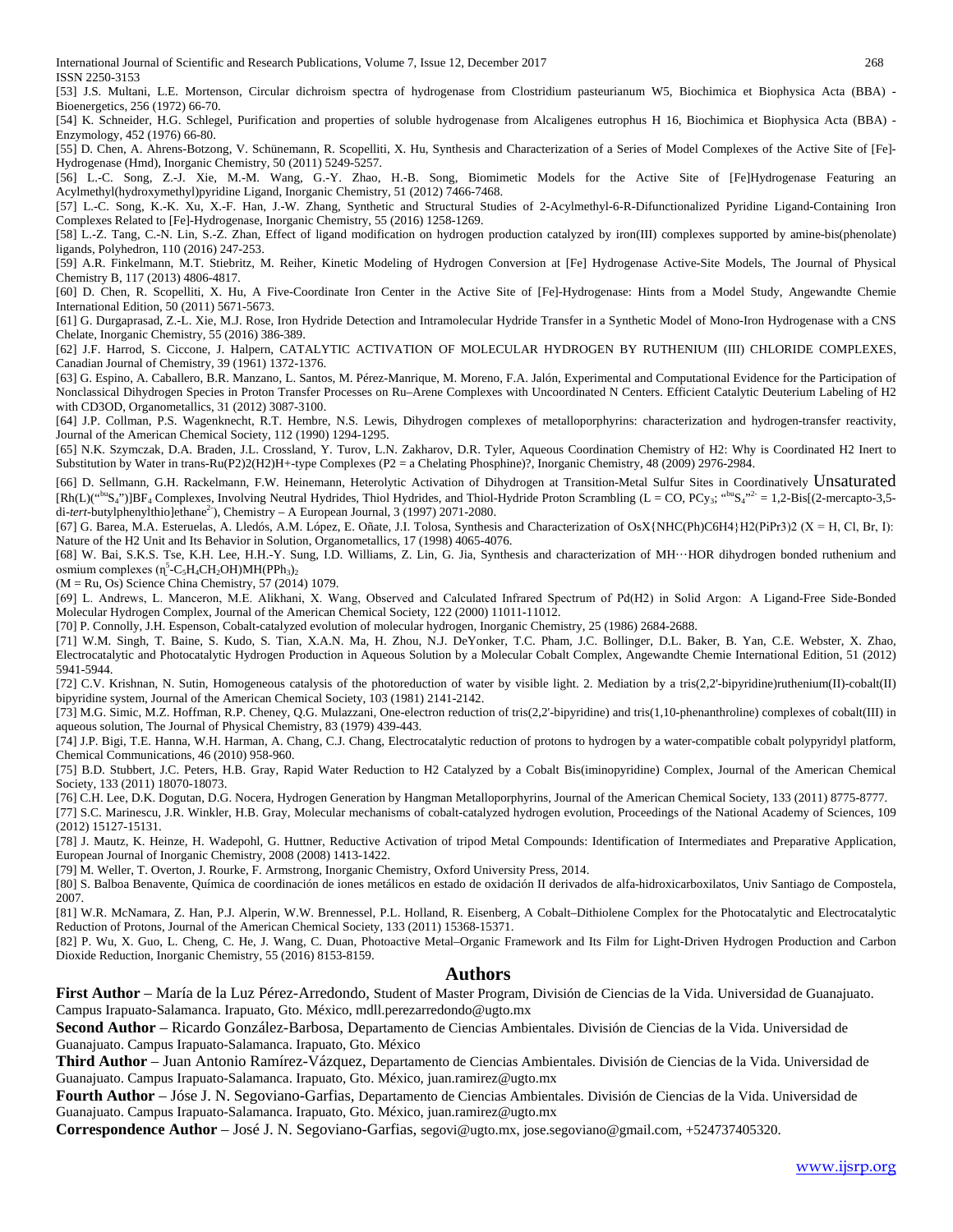[53] J.S. Multani, L.E. Mortenson, Circular dichroism spectra of hydrogenase from Clostridium pasteurianum W5, Biochimica et Biophysica Acta (BBA) - Bioenergetics, 256 (1972) 66-70.

[54] K. Schneider, H.G. Schlegel, Purification and properties of soluble hydrogenase from Alcaligenes eutrophus H 16, Biochimica et Biophysica Acta (BBA) - Enzymology, 452 (1976) 66-80.

[55] D. Chen, A. Ahrens-Botzong, V. Schünemann, R. Scopelliti, X. Hu, Synthesis and Characterization of a Series of Model Complexes of the Active Site of [Fe]-Hydrogenase (Hmd), Inorganic Chemistry, 50 (2011) 5249-5257.

[56] L.-C. Song, Z.-J. Xie, M.-M. Wang, G.-Y. Zhao, H.-B. Song, Biomimetic Models for the Active Site of [Fe]Hydrogenase Featuring an Acylmethyl(hydroxymethyl)pyridine Ligand, Inorganic Chemistry, 51 (2012) 7466-7468.

[57] L.-C. Song, K.-K. Xu, X.-F. Han, J.-W. Zhang, Synthetic and Structural Studies of 2-Acylmethyl-6-R-Difunctionalized Pyridine Ligand-Containing Iron Complexes Related to [Fe]-Hydrogenase, Inorganic Chemistry, 55 (2016) 1258-1269.

[58] L.-Z. Tang, C.-N. Lin, S.-Z. Zhan, Effect of ligand modification on hydrogen production catalyzed by iron(III) complexes supported by amine-bis(phenolate) ligands, Polyhedron, 110 (2016) 247-253.

[59] A.R. Finkelmann, M.T. Stiebritz, M. Reiher, Kinetic Modeling of Hydrogen Conversion at [Fe] Hydrogenase Active-Site Models, The Journal of Physical Chemistry B, 117 (2013) 4806-4817.

[60] D. Chen, R. Scopelliti, X. Hu, A Five-Coordinate Iron Center in the Active Site of [Fe]-Hydrogenase: Hints from a Model Study, Angewandte Chemie International Edition, 50 (2011) 5671-5673.

[61] G. Durgaprasad, Z.-L. Xie, M.J. Rose, Iron Hydride Detection and Intramolecular Hydride Transfer in a Synthetic Model of Mono-Iron Hydrogenase with a CNS Chelate, Inorganic Chemistry, 55 (2016) 386-389.

[62] J.F. Harrod, S. Ciccone, J. Halpern, CATALYTIC ACTIVATION OF MOLECULAR HYDROGEN BY RUTHENIUM (III) CHLORIDE COMPLEXES, Canadian Journal of Chemistry, 39 (1961) 1372-1376.

[63] G. Espino, A. Caballero, B.R. Manzano, L. Santos, M. Pérez-Manrique, M. Moreno, F.A. Jalón, Experimental and Computational Evidence for the Participation of Nonclassical Dihydrogen Species in Proton Transfer Processes on Ru–Arene Complexes with Uncoordinated N Centers. Efficient Catalytic Deuterium Labeling of H2 with CD3OD, Organometallics, 31 (2012) 3087-3100.

[64] J.P. Collman, P.S. Wagenknecht, R.T. Hembre, N.S. Lewis, Dihydrogen complexes of metalloporphyrins: characterization and hydrogen-transfer reactivity, Journal of the American Chemical Society, 112 (1990) 1294-1295.

[65] N.K. Szymczak, D.A. Braden, J.L. Crossland, Y. Turov, L.N. Zakharov, D.R. Tyler, Aqueous Coordination Chemistry of H2: Why is Coordinated H2 Inert to Substitution by Water in trans-Ru(P2)2(H2)H+-type Complexes (P2 = a Chelating Phosphine)?, Inorganic Chemistry, 48 (2009) 2976-2984.

[66] D. Sellmann, G.H. Rackelmann, F.W. Heinemann, Heterolytic Activation of Dihydrogen at Transition-Metal Sulfur Sites in Coordinatively Unsaturated [Rh(L)("$^{bu}S_4$")]$BF_4$ Complexes, Involving Neutral Hydrides, Thiol Hydrides, and Thiol-Hydride Proton Scrambling (L = CO, $PCy_3$; "$^{bu}S_4$"$^{2-}$ = 1,2-Bis[(2-mercapto-3,5-di-*tert*-butylphenylthio]ethane$^{2-}$), Chemistry – A European Journal, 3 (1997) 2071-2080.

[67] G. Barea, M.A. Esteruelas, A. Lledós, A.M. López, E. Oñate, J.I. Tolosa, Synthesis and Characterization of OsX{NHC(Ph)C6H4}H2(PiPr3)2 (X = H, Cl, Br, I): Nature of the H2 Unit and Its Behavior in Solution, Organometallics, 17 (1998) 4065-4076.

[68] W. Bai, S.K.S. Tse, K.H. Lee, H.H.-Y. Sung, I.D. Williams, Z. Lin, G. Jia, Synthesis and characterization of MH···HOR dihydrogen bonded ruthenium and osmium complexes ($\eta^5$-$C_5H_4CH_2OH$)$MH(PPh_3)_2$ (M = Ru, Os) Science China Chemistry, 57 (2014) 1079.

[69] L. Andrews, L. Manceron, M.E. Alikhani, X. Wang, Observed and Calculated Infrared Spectrum of Pd(H2) in Solid Argon: A Ligand-Free Side-Bonded Molecular Hydrogen Complex, Journal of the American Chemical Society, 122 (2000) 11011-11012.

[70] P. Connolly, J.H. Espenson, Cobalt-catalyzed evolution of molecular hydrogen, Inorganic Chemistry, 25 (1986) 2684-2688.

[71] W.M. Singh, T. Baine, S. Kudo, S. Tian, X.A.N. Ma, H. Zhou, N.J. DeYonker, T.C. Pham, J.C. Bollinger, D.L. Baker, B. Yan, C.E. Webster, X. Zhao, Electrocatalytic and Photocatalytic Hydrogen Production in Aqueous Solution by a Molecular Cobalt Complex, Angewandte Chemie International Edition, 51 (2012) 5941-5944.

[72] C.V. Krishnan, N. Sutin, Homogeneous catalysis of the photoreduction of water by visible light. 2. Mediation by a tris(2,2'-bipyridine)ruthenium(II)-cobalt(II) bipyridine system, Journal of the American Chemical Society, 103 (1981) 2141-2142.

[73] M.G. Simic, M.Z. Hoffman, R.P. Cheney, Q.G. Mulazzani, One-electron reduction of tris(2,2'-bipyridine) and tris(1,10-phenanthroline) complexes of cobalt(III) in aqueous solution, The Journal of Physical Chemistry, 83 (1979) 439-443.

[74] J.P. Bigi, T.E. Hanna, W.H. Harman, A. Chang, C.J. Chang, Electrocatalytic reduction of protons to hydrogen by a water-compatible cobalt polypyridyl platform, Chemical Communications, 46 (2010) 958-960.

[75] B.D. Stubbert, J.C. Peters, H.B. Gray, Rapid Water Reduction to H2 Catalyzed by a Cobalt Bis(iminopyridine) Complex, Journal of the American Chemical Society, 133 (2011) 18070-18073.

[76] C.H. Lee, D.K. Dogutan, D.G. Nocera, Hydrogen Generation by Hangman Metalloporphyrins, Journal of the American Chemical Society, 133 (2011) 8775-8777.

[77] S.C. Marinescu, J.R. Winkler, H.B. Gray, Molecular mechanisms of cobalt-catalyzed hydrogen evolution, Proceedings of the National Academy of Sciences, 109 (2012) 15127-15131.

[78] J. Mautz, K. Heinze, H. Wadepohl, G. Huttner, Reductive Activation of tripod Metal Compounds: Identification of Intermediates and Preparative Application, European Journal of Inorganic Chemistry, 2008 (2008) 1413-1422.

[79] M. Weller, T. Overton, J. Rourke, F. Armstrong, Inorganic Chemistry, Oxford University Press, 2014.

[80] S. Balboa Benavente, Química de coordinación de iones metálicos en estado de oxidación II derivados de alfa-hidroxicarboxilatos, Univ Santiago de Compostela, 2007.

[81] W.R. McNamara, Z. Han, P.J. Alperin, W.W. Brennessel, P.L. Holland, R. Eisenberg, A Cobalt–Dithiolene Complex for the Photocatalytic and Electrocatalytic Reduction of Protons, Journal of the American Chemical Society, 133 (2011) 15368-15371.

[82] P. Wu, X. Guo, L. Cheng, C. He, J. Wang, C. Duan, Photoactive Metal–Organic Framework and Its Film for Light-Driven Hydrogen Production and Carbon Dioxide Reduction, Inorganic Chemistry, 55 (2016) 8153-8159.

## Authors

**First Author** – María de la Luz Pérez-Arredondo, Student of Master Program, División de Ciencias de la Vida. Universidad de Guanajuato. Campus Irapuato-Salamanca. Irapuato, Gto. México, mdll.perezarredondo@ugto.mx

**Second Author** – Ricardo González-Barbosa, Departamento de Ciencias Ambientales. División de Ciencias de la Vida. Universidad de Guanajuato. Campus Irapuato-Salamanca. Irapuato, Gto. México

**Third Author** – Juan Antonio Ramírez-Vázquez, Departamento de Ciencias Ambientales. División de Ciencias de la Vida. Universidad de Guanajuato. Campus Irapuato-Salamanca. Irapuato, Gto. México, juan.ramirez@ugto.mx

**Fourth Author** – Jóse J. N. Segoviano-Garfias, Departamento de Ciencias Ambientales. División de Ciencias de la Vida. Universidad de Guanajuato. Campus Irapuato-Salamanca. Irapuato, Gto. México, juan.ramirez@ugto.mx

**Correspondence Author** – José J. N. Segoviano-Garfias, segovi@ugto.mx, jose.segoviano@gmail.com, +524737405320.